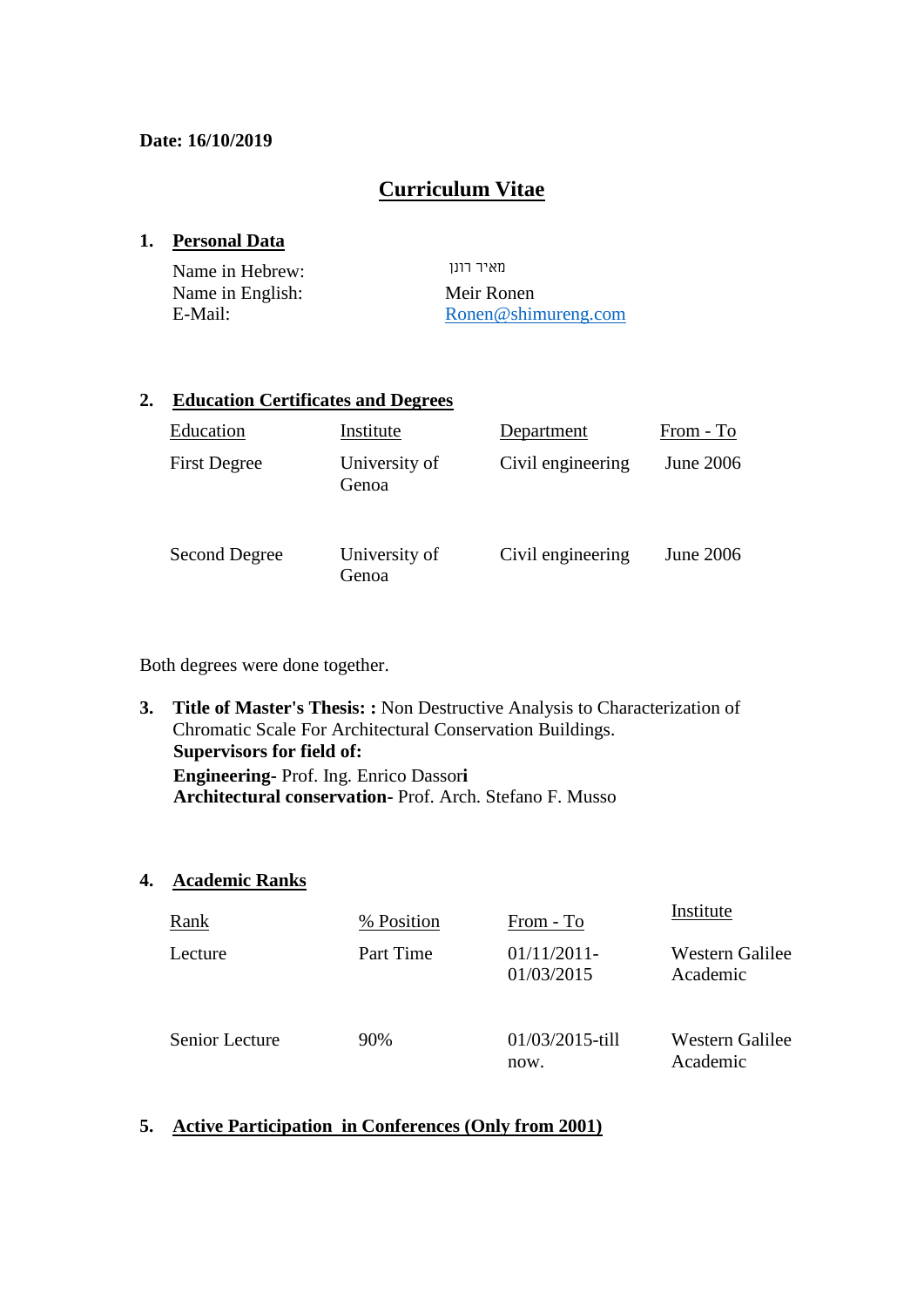**Date: 16/10/2019**

# Curriculum Vitae

## 1. Personal Data

| | |
|---|---|
| Name in Hebrew: | מאיר רונן |
| Name in English: | Meir Ronen |
| E-Mail: | Ronen@shimureng.com |

## 2. Education Certificates and Degrees

| Education | Institute | Department | From - To |
|---|---|---|---|
| First Degree | University of Genoa | Civil engineering | June 2006 |
| Second Degree | University of Genoa | Civil engineering | June 2006 |

Both degrees were done together.

## 3. Title of Master's Thesis:

**Title of Master's Thesis: :** Non Destructive Analysis to Characterization of Chromatic Scale For Architectural Conservation Buildings.

**Supervisors for field of:**

**Engineering-** Prof. Ing. Enrico Dassori

**Architectural conservation-** Prof. Arch. Stefano F. Musso

## 4. Academic Ranks

| Rank | % Position | From - To | Institute |
|---|---|---|---|
| Lecture | Part Time | 01/11/2011-01/03/2015 | Western Galilee Academic |
| Senior Lecture | 90% | 01/03/2015-till now. | Western Galilee Academic |

## 5. Active Participation in Conferences (Only from 2001)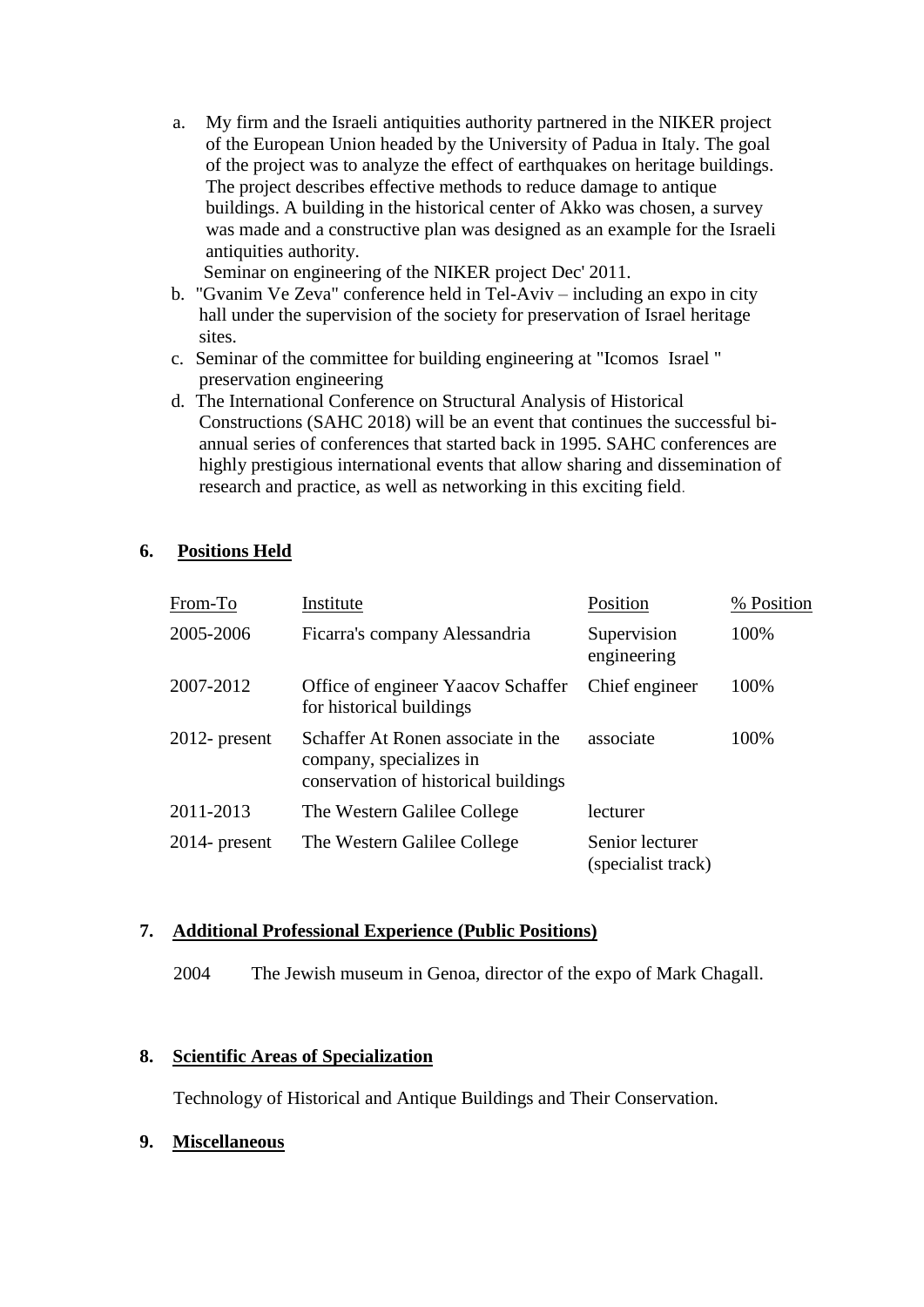a. My firm and the Israeli antiquities authority partnered in the NIKER project of the European Union headed by the University of Padua in Italy. The goal of the project was to analyze the effect of earthquakes on heritage buildings. The project describes effective methods to reduce damage to antique buildings. A building in the historical center of Akko was chosen, a survey was made and a constructive plan was designed as an example for the Israeli antiquities authority.
   Seminar on engineering of the NIKER project Dec' 2011.
b. "Gvanim Ve Zeva" conference held in Tel-Aviv – including an expo in city hall under the supervision of the society for preservation of Israel heritage sites.
c. Seminar of the committee for building engineering at "Icomos Israel " preservation engineering
d. The International Conference on Structural Analysis of Historical Constructions (SAHC 2018) will be an event that continues the successful bi-annual series of conferences that started back in 1995. SAHC conferences are highly prestigious international events that allow sharing and dissemination of research and practice, as well as networking in this exciting field.

## 6. Positions Held

| From-To | Institute | Position | % Position |
|---|---|---|---|
| 2005-2006 | Ficarra's company Alessandria | Supervision engineering | 100% |
| 2007-2012 | Office of engineer Yaacov Schaffer for historical buildings | Chief engineer | 100% |
| 2012- present | Schaffer At Ronen associate in the company, specializes in conservation of historical buildings | associate | 100% |
| 2011-2013 | The Western Galilee College | lecturer | |
| 2014- present | The Western Galilee College | Senior lecturer (specialist track) | |

## 7. Additional Professional Experience (Public Positions)

2004 The Jewish museum in Genoa, director of the expo of Mark Chagall.

## 8. Scientific Areas of Specialization

Technology of Historical and Antique Buildings and Their Conservation.

## 9. Miscellaneous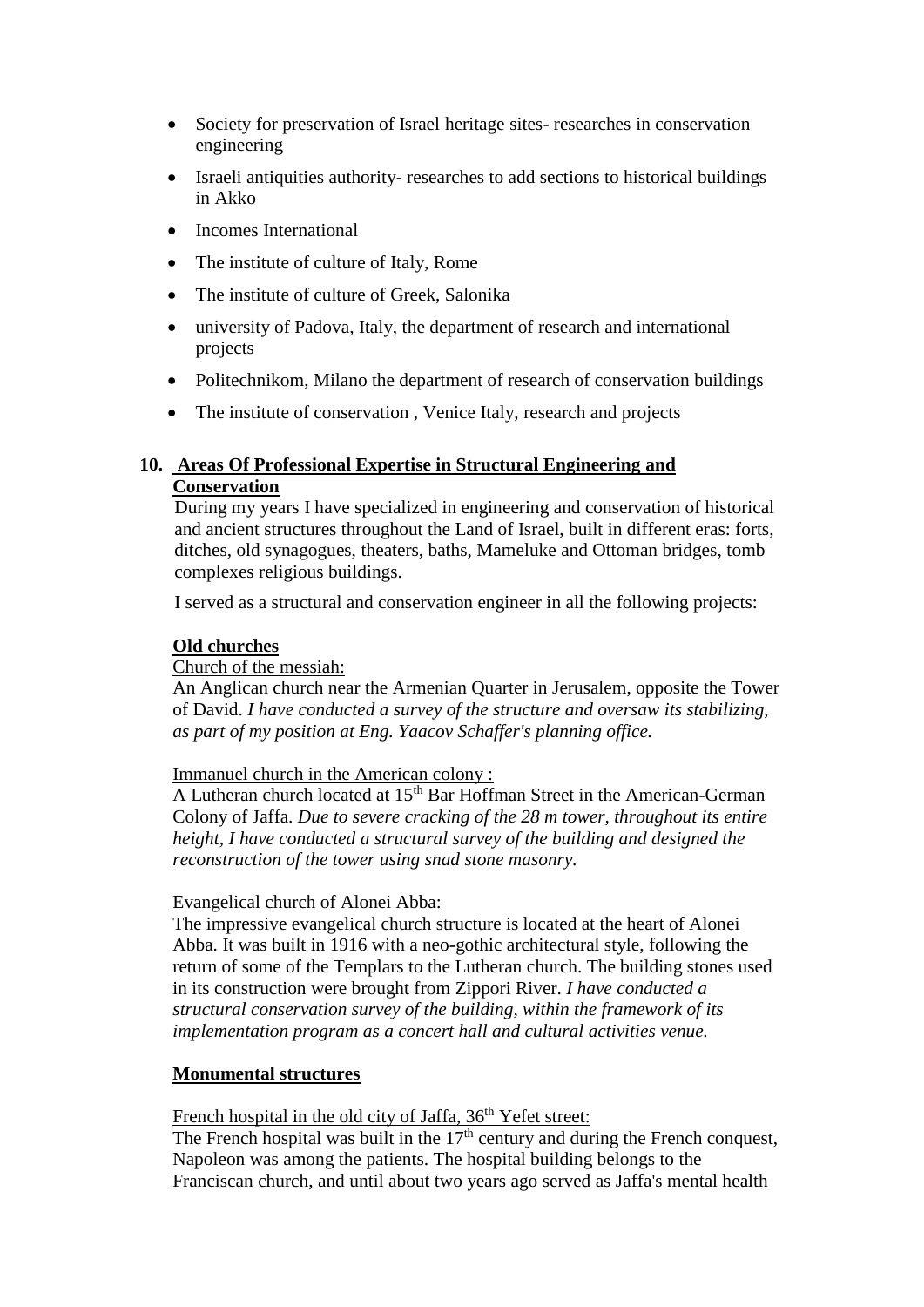- Society for preservation of Israel heritage sites- researches in conservation engineering
- Israeli antiquities authority- researches to add sections to historical buildings in Akko
- Incomes International
- The institute of culture of Italy, Rome
- The institute of culture of Greek, Salonika
- university of Padova, Italy, the department of research and international projects
- Politechnikom, Milano the department of research of conservation buildings
- The institute of conservation , Venice Italy, research and projects

## 10. Areas Of Professional Expertise in Structural Engineering and Conservation

During my years I have specialized in engineering and conservation of historical and ancient structures throughout the Land of Israel, built in different eras: forts, ditches, old synagogues, theaters, baths, Mameluke and Ottoman bridges, tomb complexes religious buildings.

I served as a structural and conservation engineer in all the following projects:

### Old churches

Church of the messiah:

An Anglican church near the Armenian Quarter in Jerusalem, opposite the Tower of David. *I have conducted a survey of the structure and oversaw its stabilizing, as part of my position at Eng. Yaacov Schaffer's planning office.*

Immanuel church in the American colony :

A Lutheran church located at 15th Bar Hoffman Street in the American-German Colony of Jaffa. *Due to severe cracking of the 28 m tower, throughout its entire height, I have conducted a structural survey of the building and designed the reconstruction of the tower using snad stone masonry.*

Evangelical church of Alonei Abba:

The impressive evangelical church structure is located at the heart of Alonei Abba. It was built in 1916 with a neo-gothic architectural style, following the return of some of the Templars to the Lutheran church. The building stones used in its construction were brought from Zippori River. *I have conducted a structural conservation survey of the building, within the framework of its implementation program as a concert hall and cultural activities venue.*

### Monumental structures

French hospital in the old city of Jaffa, 36th Yefet street:

The French hospital was built in the 17th century and during the French conquest, Napoleon was among the patients. The hospital building belongs to the Franciscan church, and until about two years ago served as Jaffa's mental health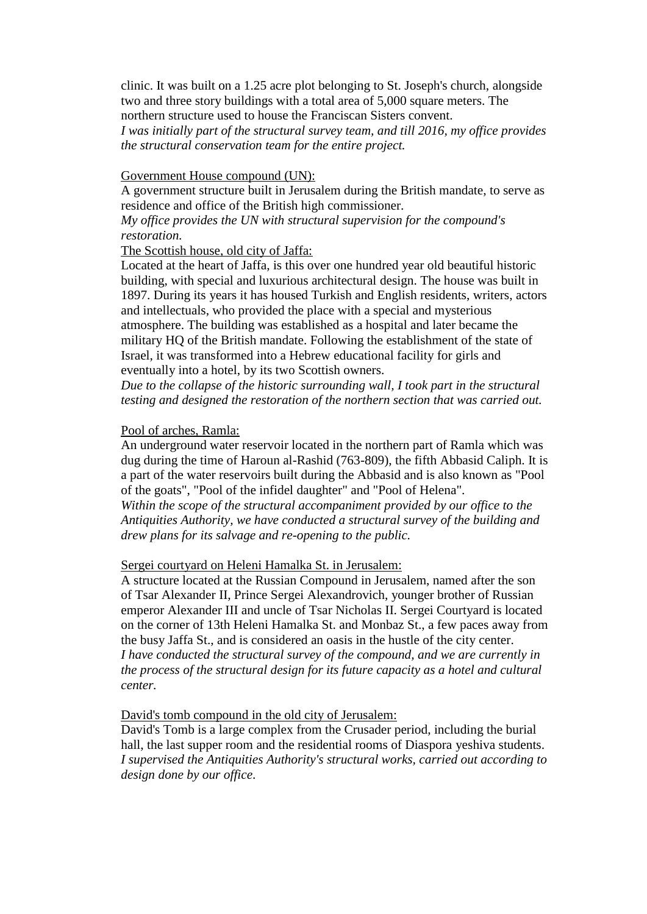clinic. It was built on a 1.25 acre plot belonging to St. Joseph's church, alongside two and three story buildings with a total area of 5,000 square meters. The northern structure used to house the Franciscan Sisters convent.
*I was initially part of the structural survey team, and till 2016, my office provides the structural conservation team for the entire project.*

<u>Government House compound (UN):</u>
A government structure built in Jerusalem during the British mandate, to serve as residence and office of the British high commissioner.
*My office provides the UN with structural supervision for the compound's restoration.*

<u>The Scottish house, old city of Jaffa:</u>
Located at the heart of Jaffa, is this over one hundred year old beautiful historic building, with special and luxurious architectural design. The house was built in 1897. During its years it has housed Turkish and English residents, writers, actors and intellectuals, who provided the place with a special and mysterious atmosphere. The building was established as a hospital and later became the military HQ of the British mandate. Following the establishment of the state of Israel, it was transformed into a Hebrew educational facility for girls and eventually into a hotel, by its two Scottish owners.
*Due to the collapse of the historic surrounding wall, I took part in the structural testing and designed the restoration of the northern section that was carried out.*

<u>Pool of arches, Ramla:</u>
An underground water reservoir located in the northern part of Ramla which was dug during the time of Haroun al-Rashid (763-809), the fifth Abbasid Caliph. It is a part of the water reservoirs built during the Abbasid and is also known as "Pool of the goats", "Pool of the infidel daughter" and "Pool of Helena".
*Within the scope of the structural accompaniment provided by our office to the Antiquities Authority, we have conducted a structural survey of the building and drew plans for its salvage and re-opening to the public.*

<u>Sergei courtyard on Heleni Hamalka St. in Jerusalem:</u>
A structure located at the Russian Compound in Jerusalem, named after the son of Tsar Alexander II, Prince Sergei Alexandrovich, younger brother of Russian emperor Alexander III and uncle of Tsar Nicholas II. Sergei Courtyard is located on the corner of 13th Heleni Hamalka St. and Monbaz St., a few paces away from the busy Jaffa St., and is considered an oasis in the hustle of the city center.
*I have conducted the structural survey of the compound, and we are currently in the process of the structural design for its future capacity as a hotel and cultural center.*

<u>David's tomb compound in the old city of Jerusalem:</u>
David's Tomb is a large complex from the Crusader period, including the burial hall, the last supper room and the residential rooms of Diaspora yeshiva students.
*I supervised the Antiquities Authority's structural works, carried out according to design done by our office.*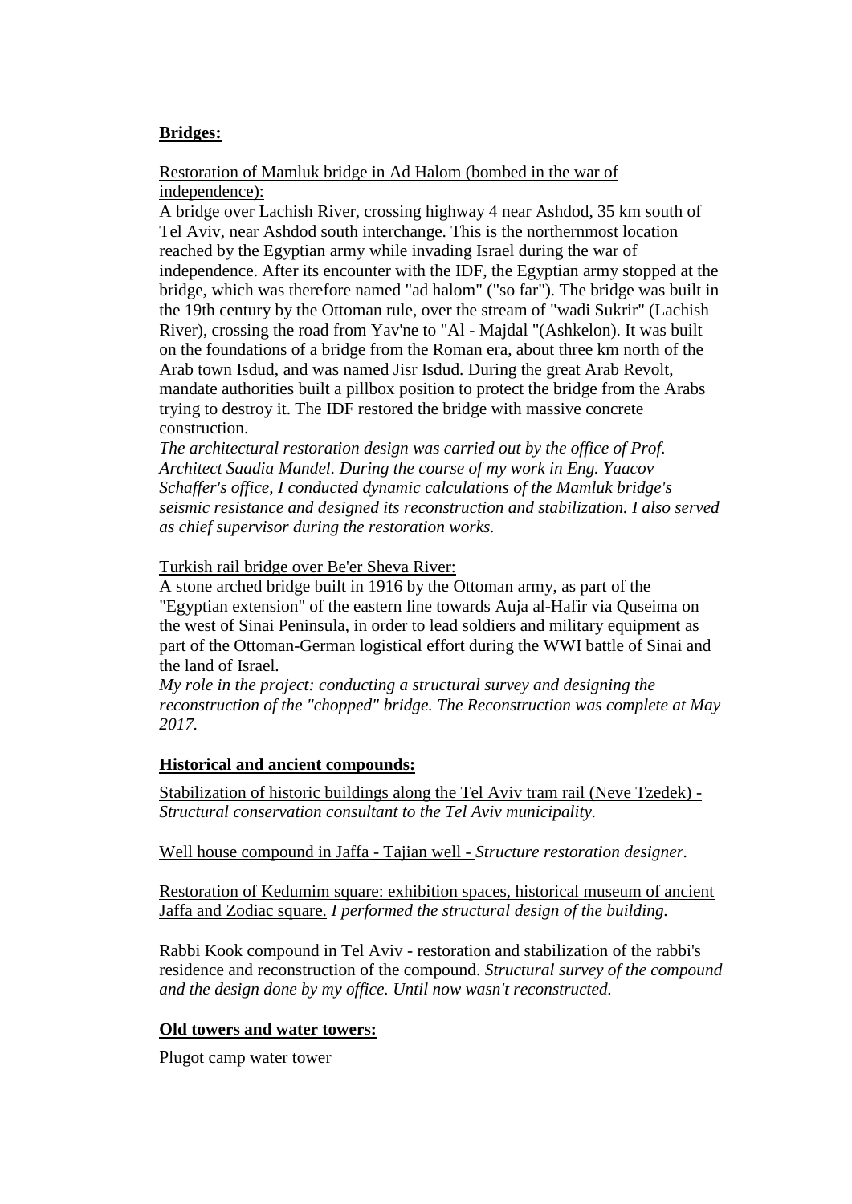**<u>Bridges:</u>**

<u>Restoration of Mamluk bridge in Ad Halom (bombed in the war of independence):</u>

A bridge over Lachish River, crossing highway 4 near Ashdod, 35 km south of Tel Aviv, near Ashdod south interchange. This is the northernmost location reached by the Egyptian army while invading Israel during the war of independence. After its encounter with the IDF, the Egyptian army stopped at the bridge, which was therefore named "ad halom" ("so far"). The bridge was built in the 19th century by the Ottoman rule, over the stream of "wadi Sukrir" (Lachish River), crossing the road from Yav'ne to "Al - Majdal "(Ashkelon). It was built on the foundations of a bridge from the Roman era, about three km north of the Arab town Isdud, and was named Jisr Isdud. During the great Arab Revolt, mandate authorities built a pillbox position to protect the bridge from the Arabs trying to destroy it. The IDF restored the bridge with massive concrete construction.

*The architectural restoration design was carried out by the office of Prof. Architect Saadia Mandel. During the course of my work in Eng. Yaacov Schaffer's office, I conducted dynamic calculations of the Mamluk bridge's seismic resistance and designed its reconstruction and stabilization. I also served as chief supervisor during the restoration works.*

<u>Turkish rail bridge over Be'er Sheva River:</u>

A stone arched bridge built in 1916 by the Ottoman army, as part of the "Egyptian extension" of the eastern line towards Auja al-Hafir via Quseima on the west of Sinai Peninsula, in order to lead soldiers and military equipment as part of the Ottoman-German logistical effort during the WWI battle of Sinai and the land of Israel.

*My role in the project: conducting a structural survey and designing the reconstruction of the "chopped" bridge. The Reconstruction was complete at May 2017.*

**<u>Historical and ancient compounds:</u>**

<u>Stabilization of historic buildings along the Tel Aviv tram rail (Neve Tzedek) -</u> *Structural conservation consultant to the Tel Aviv municipality.*

<u>Well house compound in Jaffa - Tajian well -</u> *Structure restoration designer.*

<u>Restoration of Kedumim square: exhibition spaces, historical museum of ancient Jaffa and Zodiac square.</u> *I performed the structural design of the building.*

<u>Rabbi Kook compound in Tel Aviv - restoration and stabilization of the rabbi's residence and reconstruction of the compound.</u> *Structural survey of the compound and the design done by my office. Until now wasn't reconstructed.*

**<u>Old towers and water towers:</u>**

Plugot camp water tower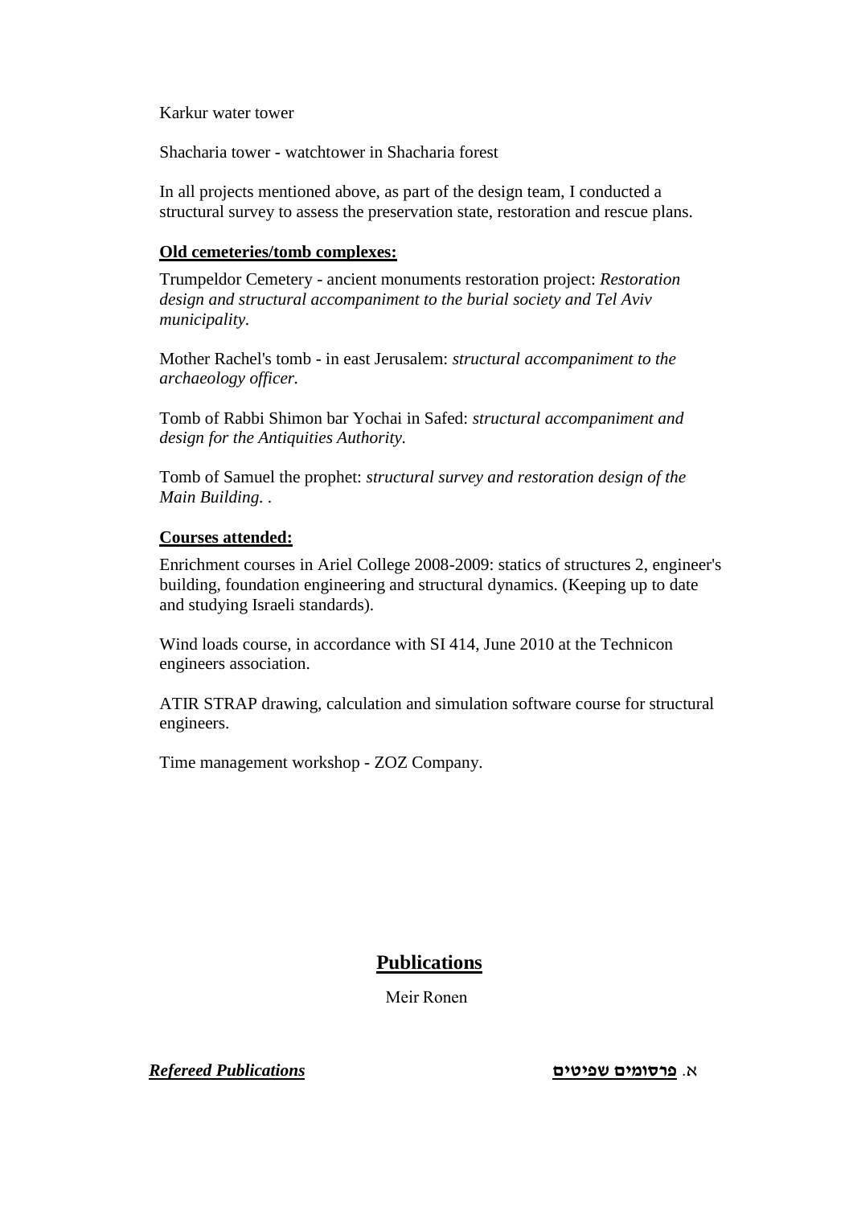Karkur water tower

Shacharia tower - watchtower in Shacharia forest

In all projects mentioned above, as part of the design team, I conducted a structural survey to assess the preservation state, restoration and rescue plans.

**Old cemeteries/tomb complexes:**

Trumpeldor Cemetery - ancient monuments restoration project: *Restoration design and structural accompaniment to the burial society and Tel Aviv municipality.*

Mother Rachel's tomb - in east Jerusalem: *structural accompaniment to the archaeology officer.*

Tomb of Rabbi Shimon bar Yochai in Safed: *structural accompaniment and design for the Antiquities Authority.*

Tomb of Samuel the prophet: *structural survey and restoration design of the Main Building.* .

**Courses attended:**

Enrichment courses in Ariel College 2008-2009: statics of structures 2, engineer's building, foundation engineering and structural dynamics. (Keeping up to date and studying Israeli standards).

Wind loads course, in accordance with SI 414, June 2010 at the Technicon engineers association.

ATIR STRAP drawing, calculation and simulation software course for structural engineers.

Time management workshop - ZOZ Company.

# Publications

Meir Ronen

***Refereed Publications*** — א. **פרסומים שפיטים**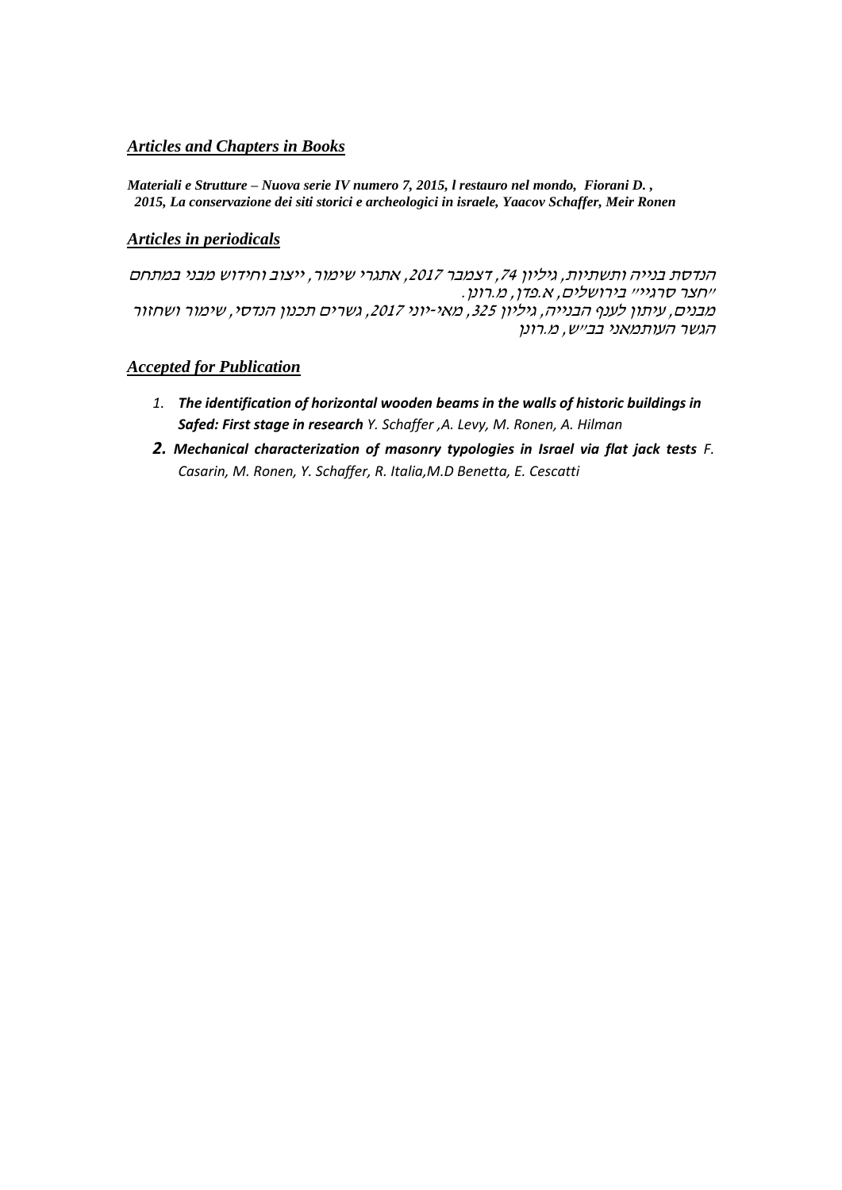## *Articles and Chapters in Books*

***Materiali e Strutture – Nuova serie IV numero 7, 2015, l restauro nel mondo, Fiorani D. , 2015, La conservazione dei siti storici e archeologici in israele, Yaacov Schaffer, Meir Ronen***

## *Articles in periodicals*

*הנדסת בנייה ותשתיות, גיליון 74, דצמבר 2017, אתגרי שימור, ייצוב וחידוש מבני במתחם "חצר סרגיי" בירושלים, א.פדן, מ.רונן.*

*מבנים, עיתון לענף הבנייה, גיליון 325, מאי-יוני 2017, גשרים תכנון הנדסי, שימור ושחזור הגשר העותמאני בב"ש, מ.רונן*

## *Accepted for Publication*

1. ***The identification of horizontal wooden beams in the walls of historic buildings in Safed: First stage in research*** *Y. Schaffer ,A. Levy, M. Ronen, A. Hilman*
2. ***Mechanical characterization of masonry typologies in Israel via flat jack tests*** *F. Casarin, M. Ronen, Y. Schaffer, R. Italia,M.D Benetta, E. Cescatti*